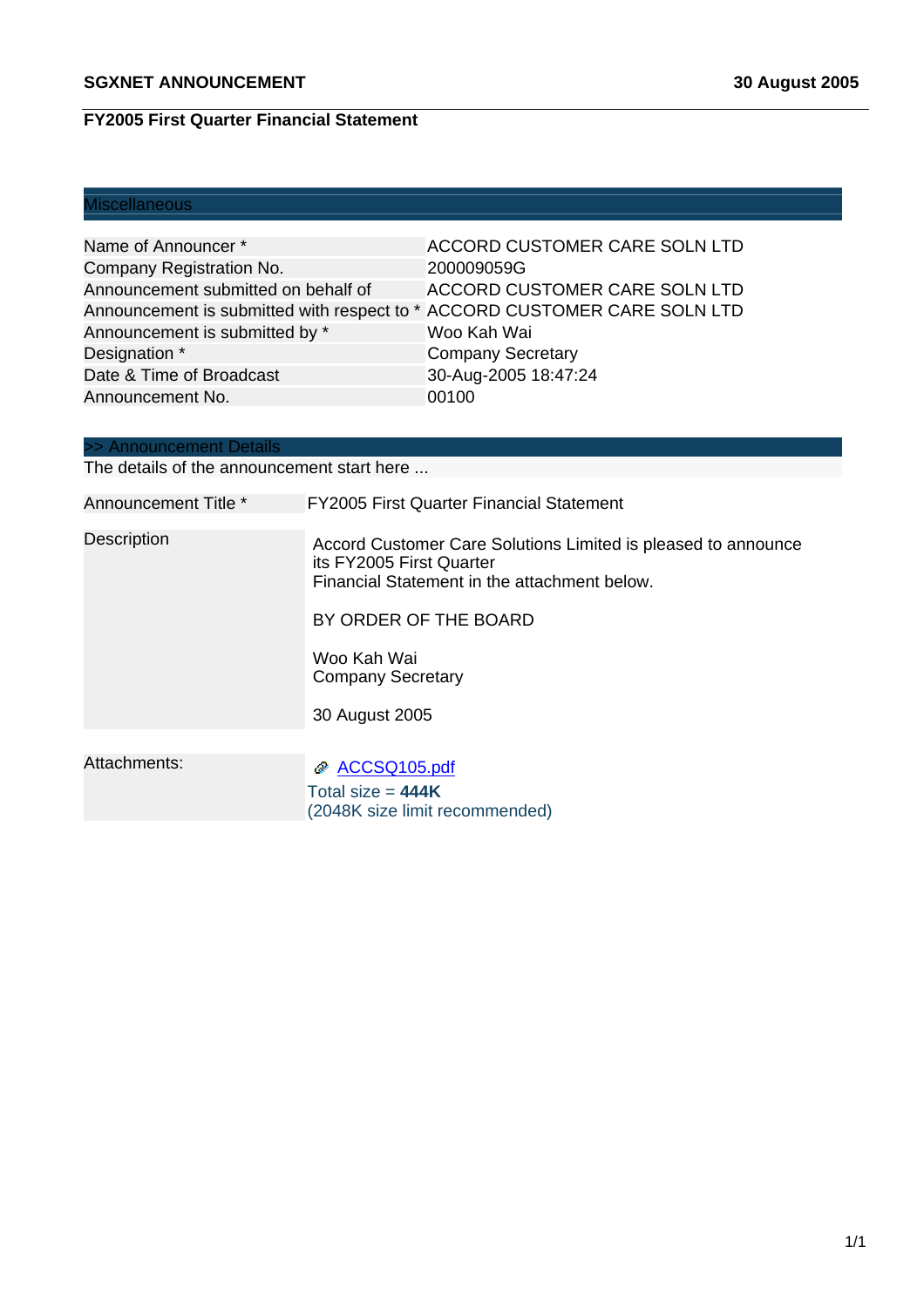**SGXNET ANNOUNCEMENT** **30 August 2005**

**FY2005 First Quarter Financial Statement**

## Miscellaneous

| | |
|---|---|
| Name of Announcer * | ACCORD CUSTOMER CARE SOLN LTD |
| Company Registration No. | 200009059G |
| Announcement submitted on behalf of | ACCORD CUSTOMER CARE SOLN LTD |
| Announcement is submitted with respect to * | ACCORD CUSTOMER CARE SOLN LTD |
| Announcement is submitted by * | Woo Kah Wai |
| Designation * | Company Secretary |
| Date & Time of Broadcast | 30-Aug-2005 18:47:24 |
| Announcement No. | 00100 |

## >> Announcement Details

The details of the announcement start here ...

| | |
|---|---|
| Announcement Title * | FY2005 First Quarter Financial Statement |
| Description | Accord Customer Care Solutions Limited is pleased to announce its FY2005 First Quarter Financial Statement in the attachment below.<br><br>BY ORDER OF THE BOARD<br><br>Woo Kah Wai<br>Company Secretary<br><br>30 August 2005 |
| Attachments: | ACCSQ105.pdf<br>Total size = **444K**<br>(2048K size limit recommended) |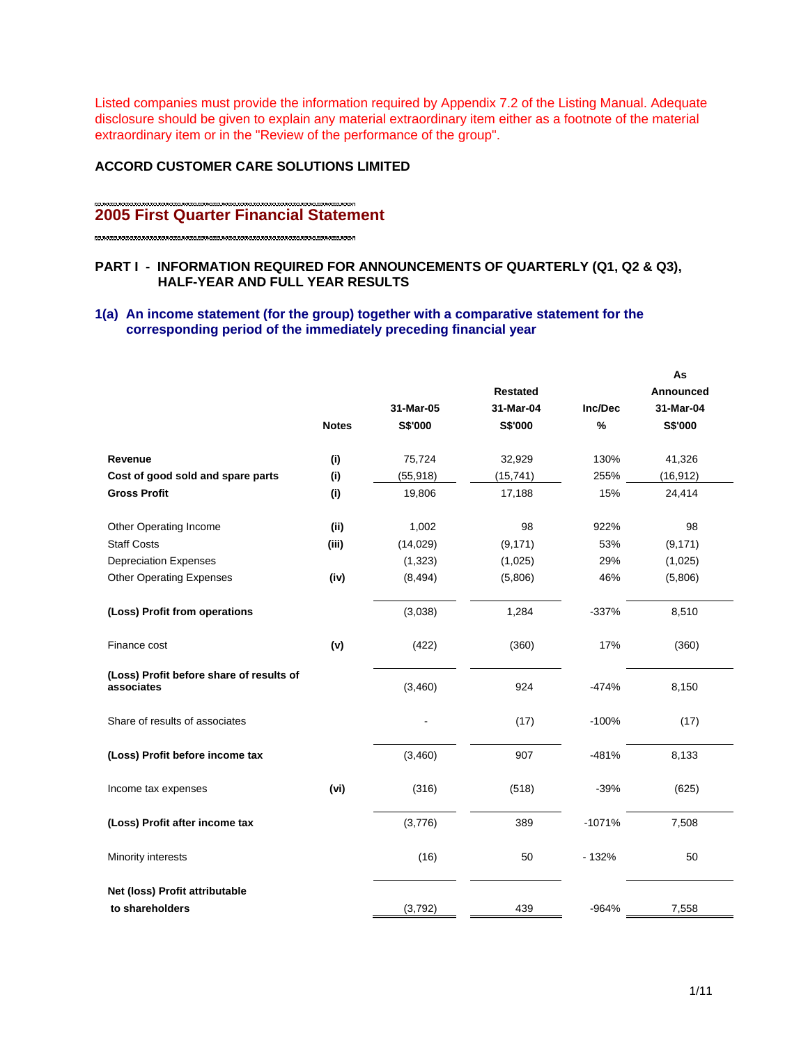Listed companies must provide the information required by Appendix 7.2 of the Listing Manual. Adequate disclosure should be given to explain any material extraordinary item either as a footnote of the material extraordinary item or in the "Review of the performance of the group".

**ACCORD CUSTOMER CARE SOLUTIONS LIMITED**

## 2005 First Quarter Financial Statement

### PART I - INFORMATION REQUIRED FOR ANNOUNCEMENTS OF QUARTERLY (Q1, Q2 & Q3), HALF-YEAR AND FULL YEAR RESULTS

### 1(a) An income statement (for the group) together with a comparative statement for the corresponding period of the immediately preceding financial year

| | Notes | 31-Mar-05 S$'000 | Restated 31-Mar-04 S$'000 | Inc/Dec % | As Announced 31-Mar-04 S$'000 |
|---|---|---|---|---|---|
| **Revenue** | (i) | 75,724 | 32,929 | 130% | 41,326 |
| **Cost of good sold and spare parts** | (i) | (55,918) | (15,741) | 255% | (16,912) |
| **Gross Profit** | (i) | 19,806 | 17,188 | 15% | 24,414 |
| Other Operating Income | (ii) | 1,002 | 98 | 922% | 98 |
| Staff Costs | (iii) | (14,029) | (9,171) | 53% | (9,171) |
| Depreciation Expenses | | (1,323) | (1,025) | 29% | (1,025) |
| Other Operating Expenses | (iv) | (8,494) | (5,806) | 46% | (5,806) |
| **(Loss) Profit from operations** | | (3,038) | 1,284 | -337% | 8,510 |
| Finance cost | (v) | (422) | (360) | 17% | (360) |
| **(Loss) Profit before share of results of associates** | | (3,460) | 924 | -474% | 8,150 |
| Share of results of associates | | - | (17) | -100% | (17) |
| **(Loss) Profit before income tax** | | (3,460) | 907 | -481% | 8,133 |
| Income tax expenses | (vi) | (316) | (518) | -39% | (625) |
| **(Loss) Profit after income tax** | | (3,776) | 389 | -1071% | 7,508 |
| Minority interests | | (16) | 50 | - 132% | 50 |
| **Net (loss) Profit attributable to shareholders** | | (3,792) | 439 | -964% | 7,558 |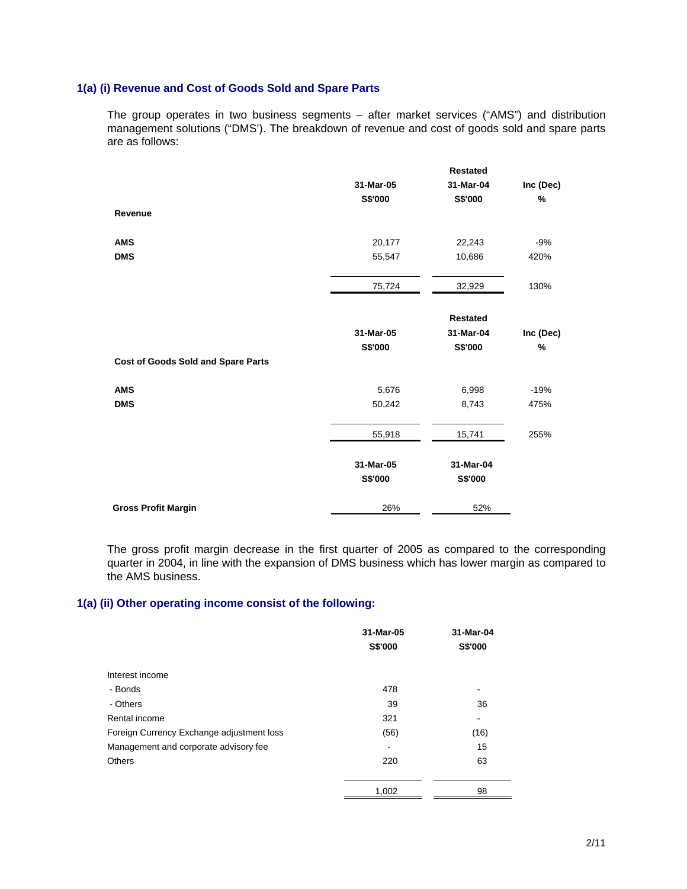### 1(a) (i) Revenue and Cost of Goods Sold and Spare Parts

The group operates in two business segments – after market services ("AMS") and distribution management solutions ("DMS'). The breakdown of revenue and cost of goods sold and spare parts are as follows:

| | 31-Mar-05 | Restated 31-Mar-04 | Inc (Dec) |
|---|---|---|---|
| | S$'000 | S$'000 | % |
| **Revenue** | | | |
| **AMS** | 20,177 | 22,243 | -9% |
| **DMS** | 55,547 | 10,686 | 420% |
| | 75,724 | 32,929 | 130% |

| | 31-Mar-05 | Restated 31-Mar-04 | Inc (Dec) |
|---|---|---|---|
| | S$'000 | S$'000 | % |
| **Cost of Goods Sold and Spare Parts** | | | |
| **AMS** | 5,676 | 6,998 | -19% |
| **DMS** | 50,242 | 8,743 | 475% |
| | 55,918 | 15,741 | 255% |

| | 31-Mar-05 | 31-Mar-04 |
|---|---|---|
| | S$'000 | S$'000 |
| **Gross Profit Margin** | 26% | 52% |

The gross profit margin decrease in the first quarter of 2005 as compared to the corresponding quarter in 2004, in line with the expansion of DMS business which has lower margin as compared to the AMS business.

### 1(a) (ii) Other operating income consist of the following:

| | 31-Mar-05 | 31-Mar-04 |
|---|---|---|
| | S$'000 | S$'000 |
| Interest income | | |
| - Bonds | 478 | - |
| - Others | 39 | 36 |
| Rental income | 321 | - |
| Foreign Currency Exchange adjustment loss | (56) | (16) |
| Management and corporate advisory fee | - | 15 |
| Others | 220 | 63 |
| | 1,002 | 98 |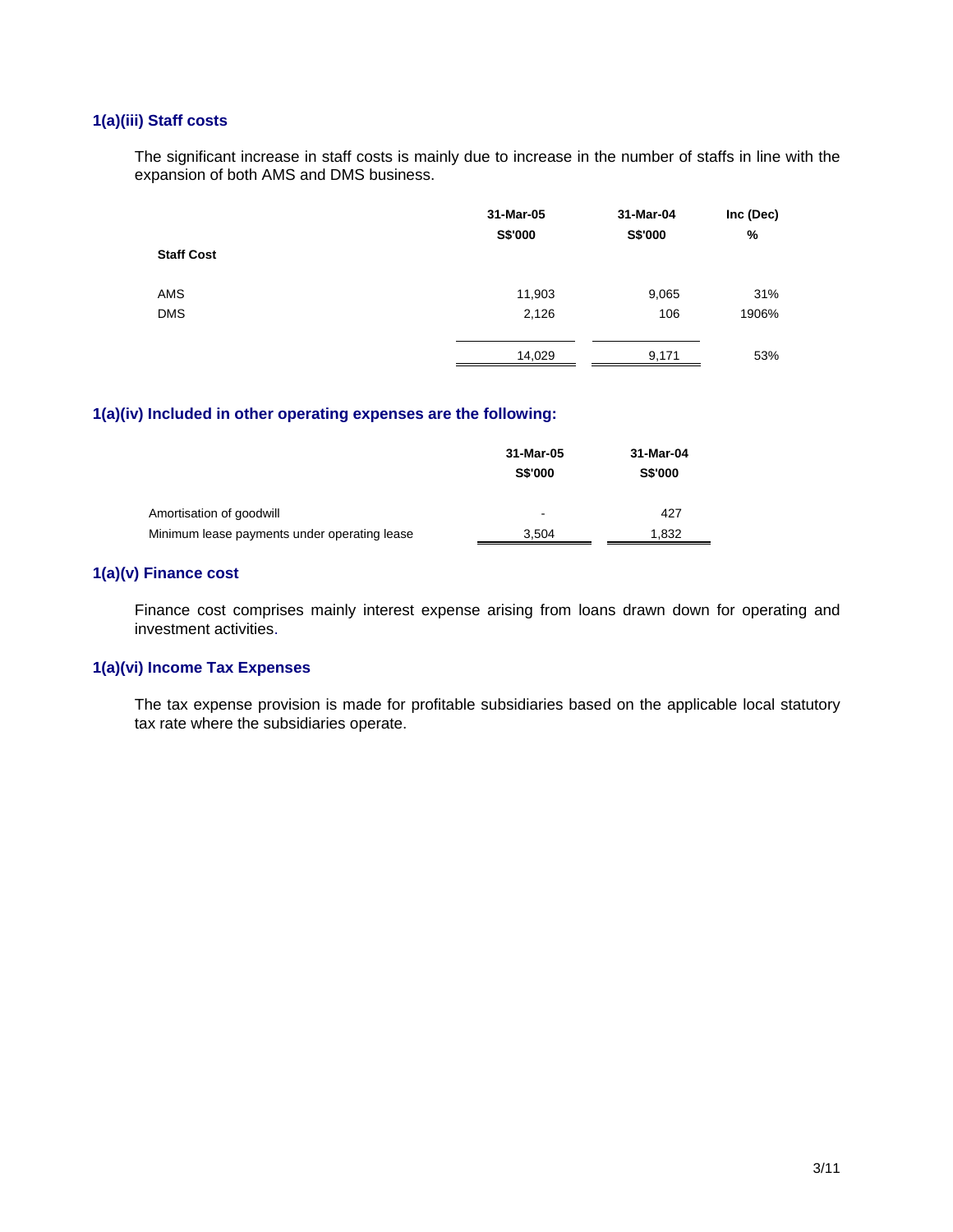### 1(a)(iii) Staff costs

The significant increase in staff costs is mainly due to increase in the number of staffs in line with the expansion of both AMS and DMS business.

| | 31-Mar-05 | 31-Mar-04 | Inc (Dec) |
|---|---|---|---|
| | S$'000 | S$'000 | % |
| **Staff Cost** | | | |
| AMS | 11,903 | 9,065 | 31% |
| DMS | 2,126 | 106 | 1906% |
| | 14,029 | 9,171 | 53% |

### 1(a)(iv) Included in other operating expenses are the following:

| | 31-Mar-05 | 31-Mar-04 |
|---|---|---|
| | S$'000 | S$'000 |
| Amortisation of goodwill | - | 427 |
| Minimum lease payments under operating lease | 3,504 | 1,832 |

### 1(a)(v) Finance cost

Finance cost comprises mainly interest expense arising from loans drawn down for operating and investment activities.

### 1(a)(vi) Income Tax Expenses

The tax expense provision is made for profitable subsidiaries based on the applicable local statutory tax rate where the subsidiaries operate.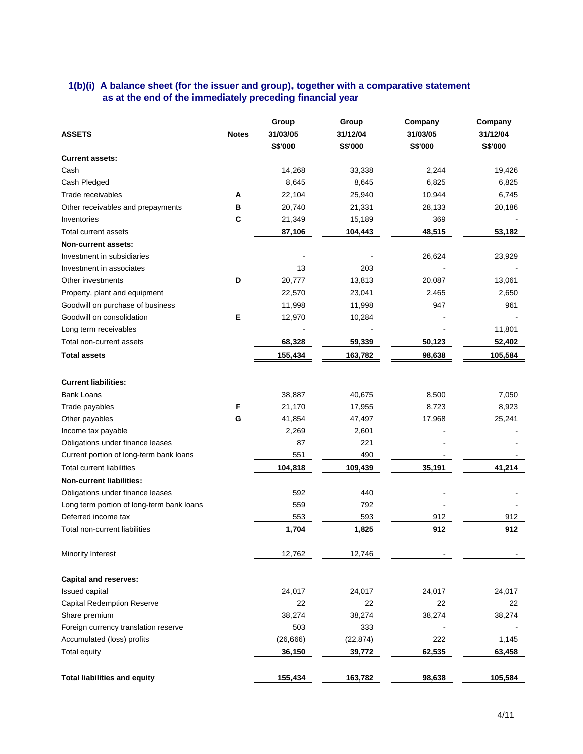### 1(b)(i) A balance sheet (for the issuer and group), together with a comparative statement as at the end of the immediately preceding financial year

| ASSETS | Notes | Group 31/03/05 S$'000 | Group 31/12/04 S$'000 | Company 31/03/05 S$'000 | Company 31/12/04 S$'000 |
|---|---|---|---|---|---|
| **Current assets:** | | | | | |
| Cash | | 14,268 | 33,338 | 2,244 | 19,426 |
| Cash Pledged | | 8,645 | 8,645 | 6,825 | 6,825 |
| Trade receivables | A | 22,104 | 25,940 | 10,944 | 6,745 |
| Other receivables and prepayments | B | 20,740 | 21,331 | 28,133 | 20,186 |
| Inventories | C | 21,349 | 15,189 | 369 | - |
| Total current assets | | **87,106** | **104,443** | **48,515** | **53,182** |
| **Non-current assets:** | | | | | |
| Investment in subsidiaries | | - | - | 26,624 | 23,929 |
| Investment in associates | | 13 | 203 | - | - |
| Other investments | D | 20,777 | 13,813 | 20,087 | 13,061 |
| Property, plant and equipment | | 22,570 | 23,041 | 2,465 | 2,650 |
| Goodwill on purchase of business | | 11,998 | 11,998 | 947 | 961 |
| Goodwill on consolidation | E | 12,970 | 10,284 | - | - |
| Long term receivables | | - | - | - | 11,801 |
| Total non-current assets | | **68,328** | **59,339** | **50,123** | **52,402** |
| **Total assets** | | **155,434** | **163,782** | **98,638** | **105,584** |
| | | | | | |
| **Current liabilities:** | | | | | |
| Bank Loans | | 38,887 | 40,675 | 8,500 | 7,050 |
| Trade payables | F | 21,170 | 17,955 | 8,723 | 8,923 |
| Other payables | G | 41,854 | 47,497 | 17,968 | 25,241 |
| Income tax payable | | 2,269 | 2,601 | - | - |
| Obligations under finance leases | | 87 | 221 | - | - |
| Current portion of long-term bank loans | | 551 | 490 | - | - |
| Total current liabilities | | **104,818** | **109,439** | **35,191** | **41,214** |
| **Non-current liabilities:** | | | | | |
| Obligations under finance leases | | 592 | 440 | - | - |
| Long term portion of long-term bank loans | | 559 | 792 | - | - |
| Deferred income tax | | 553 | 593 | 912 | 912 |
| Total non-current liabilities | | **1,704** | **1,825** | **912** | **912** |
| | | | | | |
| Minority Interest | | 12,762 | 12,746 | - | - |
| | | | | | |
| **Capital and reserves:** | | | | | |
| Issued capital | | 24,017 | 24,017 | 24,017 | 24,017 |
| Capital Redemption Reserve | | 22 | 22 | 22 | 22 |
| Share premium | | 38,274 | 38,274 | 38,274 | 38,274 |
| Foreign currency translation reserve | | 503 | 333 | - | - |
| Accumulated (loss) profits | | (26,666) | (22,874) | 222 | 1,145 |
| Total equity | | **36,150** | **39,772** | **62,535** | **63,458** |
| | | | | | |
| **Total liabilities and equity** | | **155,434** | **163,782** | **98,638** | **105,584** |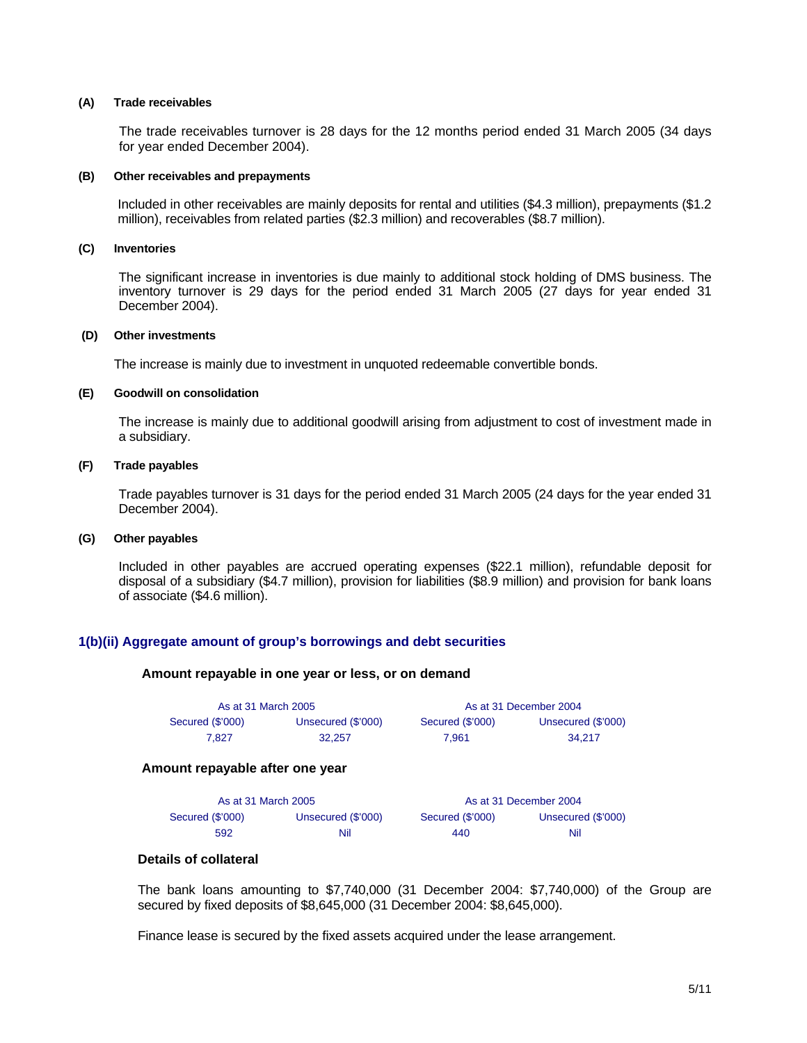**(A) Trade receivables**

The trade receivables turnover is 28 days for the 12 months period ended 31 March 2005 (34 days for year ended December 2004).

**(B) Other receivables and prepayments**

Included in other receivables are mainly deposits for rental and utilities ($4.3 million), prepayments ($1.2 million), receivables from related parties ($2.3 million) and recoverables ($8.7 million).

**(C) Inventories**

The significant increase in inventories is due mainly to additional stock holding of DMS business. The inventory turnover is 29 days for the period ended 31 March 2005 (27 days for year ended 31 December 2004).

**(D) Other investments**

The increase is mainly due to investment in unquoted redeemable convertible bonds.

**(E) Goodwill on consolidation**

The increase is mainly due to additional goodwill arising from adjustment to cost of investment made in a subsidiary.

**(F) Trade payables**

Trade payables turnover is 31 days for the period ended 31 March 2005 (24 days for the year ended 31 December 2004).

**(G) Other payables**

Included in other payables are accrued operating expenses ($22.1 million), refundable deposit for disposal of a subsidiary ($4.7 million), provision for liabilities ($8.9 million) and provision for bank loans of associate ($4.6 million).

## 1(b)(ii) Aggregate amount of group's borrowings and debt securities

**Amount repayable in one year or less, or on demand**

| As at 31 March 2005 | | As at 31 December 2004 | |
|---|---|---|---|
| Secured ($'000) | Unsecured ($'000) | Secured ($'000) | Unsecured ($'000) |
| 7,827 | 32,257 | 7,961 | 34,217 |

**Amount repayable after one year**

| As at 31 March 2005 | | As at 31 December 2004 | |
|---|---|---|---|
| Secured ($'000) | Unsecured ($'000) | Secured ($'000) | Unsecured ($'000) |
| 592 | Nil | 440 | Nil |

**Details of collateral**

The bank loans amounting to $7,740,000 (31 December 2004: $7,740,000) of the Group are secured by fixed deposits of $8,645,000 (31 December 2004: $8,645,000).

Finance lease is secured by the fixed assets acquired under the lease arrangement.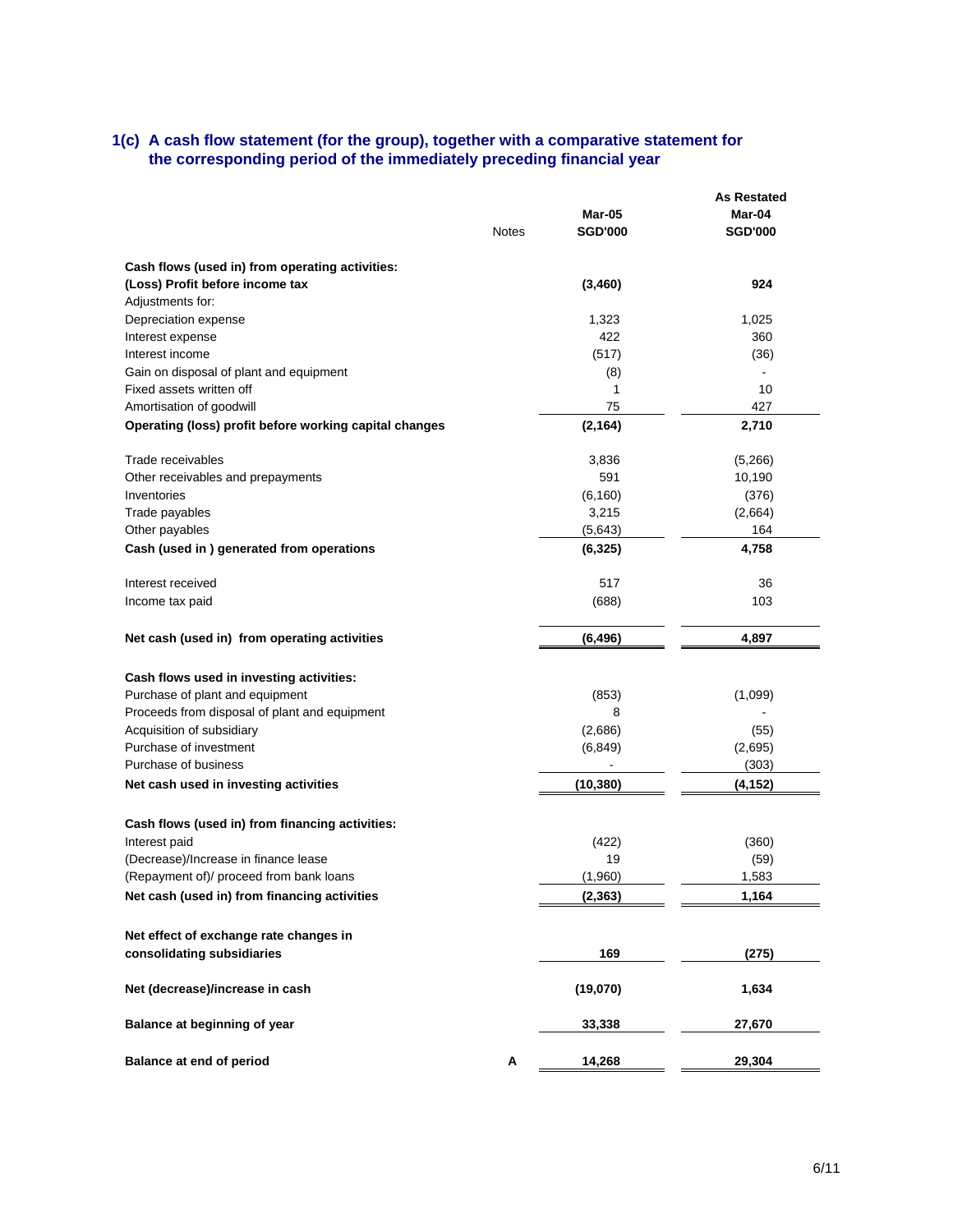## 1(c) A cash flow statement (for the group), together with a comparative statement for the corresponding period of the immediately preceding financial year

| | Notes | Mar-05 SGD'000 | As Restated Mar-04 SGD'000 |
|---|---|---|---|
| **Cash flows (used in) from operating activities:** | | | |
| **(Loss) Profit before income tax** | | **(3,460)** | **924** |
| Adjustments for: | | | |
| Depreciation expense | | 1,323 | 1,025 |
| Interest expense | | 422 | 360 |
| Interest income | | (517) | (36) |
| Gain on disposal of plant and equipment | | (8) | - |
| Fixed assets written off | | 1 | 10 |
| Amortisation of goodwill | | 75 | 427 |
| **Operating (loss) profit before working capital changes** | | **(2,164)** | **2,710** |
| Trade receivables | | 3,836 | (5,266) |
| Other receivables and prepayments | | 591 | 10,190 |
| Inventories | | (6,160) | (376) |
| Trade payables | | 3,215 | (2,664) |
| Other payables | | (5,643) | 164 |
| **Cash (used in ) generated from operations** | | **(6,325)** | **4,758** |
| Interest received | | 517 | 36 |
| Income tax paid | | (688) | 103 |
| **Net cash (used in) from operating activities** | | **(6,496)** | **4,897** |
| **Cash flows used in investing activities:** | | | |
| Purchase of plant and equipment | | (853) | (1,099) |
| Proceeds from disposal of plant and equipment | | 8 | - |
| Acquisition of subsidiary | | (2,686) | (55) |
| Purchase of investment | | (6,849) | (2,695) |
| Purchase of business | | - | (303) |
| **Net cash used in investing activities** | | **(10,380)** | **(4,152)** |
| **Cash flows (used in) from financing activities:** | | | |
| Interest paid | | (422) | (360) |
| (Decrease)/Increase in finance lease | | 19 | (59) |
| (Repayment of)/ proceed from bank loans | | (1,960) | 1,583 |
| **Net cash (used in) from financing activities** | | **(2,363)** | **1,164** |
| **Net effect of exchange rate changes in consolidating subsidiaries** | | **169** | **(275)** |
| **Net (decrease)/increase in cash** | | **(19,070)** | **1,634** |
| **Balance at beginning of year** | | **33,338** | **27,670** |
| **Balance at end of period** | **A** | **14,268** | **29,304** |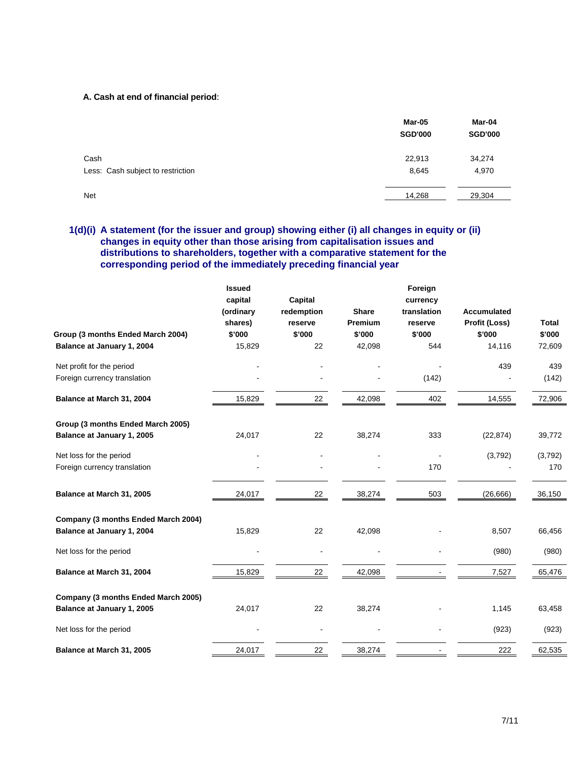**A. Cash at end of financial period**:

| | Mar-05 SGD'000 | Mar-04 SGD'000 |
|---|---|---|
| Cash | 22,913 | 34,274 |
| Less: Cash subject to restriction | 8,645 | 4,970 |
| Net | 14,268 | 29,304 |

## 1(d)(i) A statement (for the issuer and group) showing either (i) all changes in equity or (ii) changes in equity other than those arising from capitalisation issues and distributions to shareholders, together with a comparative statement for the corresponding period of the immediately preceding financial year

| | Issued capital (ordinary shares) $'000 | Capital redemption reserve $'000 | Share Premium $'000 | Foreign currency translation reserve $'000 | Accumulated Profit (Loss) $'000 | Total $'000 |
|---|---|---|---|---|---|---|
| **Group (3 months Ended March 2004)** | | | | | | |
| **Balance at January 1, 2004** | 15,829 | 22 | 42,098 | 544 | 14,116 | 72,609 |
| Net profit for the period | - | - | - | - | 439 | 439 |
| Foreign currency translation | - | - | - | (142) | - | (142) |
| **Balance at March 31, 2004** | 15,829 | 22 | 42,098 | 402 | 14,555 | 72,906 |
| **Group (3 months Ended March 2005)** | | | | | | |
| **Balance at January 1, 2005** | 24,017 | 22 | 38,274 | 333 | (22,874) | 39,772 |
| Net loss for the period | - | - | - | - | (3,792) | (3,792) |
| Foreign currency translation | - | - | - | 170 | - | 170 |
| **Balance at March 31, 2005** | 24,017 | 22 | 38,274 | 503 | (26,666) | 36,150 |
| **Company (3 months Ended March 2004)** | | | | | | |
| **Balance at January 1, 2004** | 15,829 | 22 | 42,098 | - | 8,507 | 66,456 |
| Net loss for the period | - | - | - | - | (980) | (980) |
| **Balance at March 31, 2004** | 15,829 | 22 | 42,098 | - | 7,527 | 65,476 |
| **Company (3 months Ended March 2005)** | | | | | | |
| **Balance at January 1, 2005** | 24,017 | 22 | 38,274 | - | 1,145 | 63,458 |
| Net loss for the period | - | - | - | - | (923) | (923) |
| **Balance at March 31, 2005** | 24,017 | 22 | 38,274 | - | 222 | 62,535 |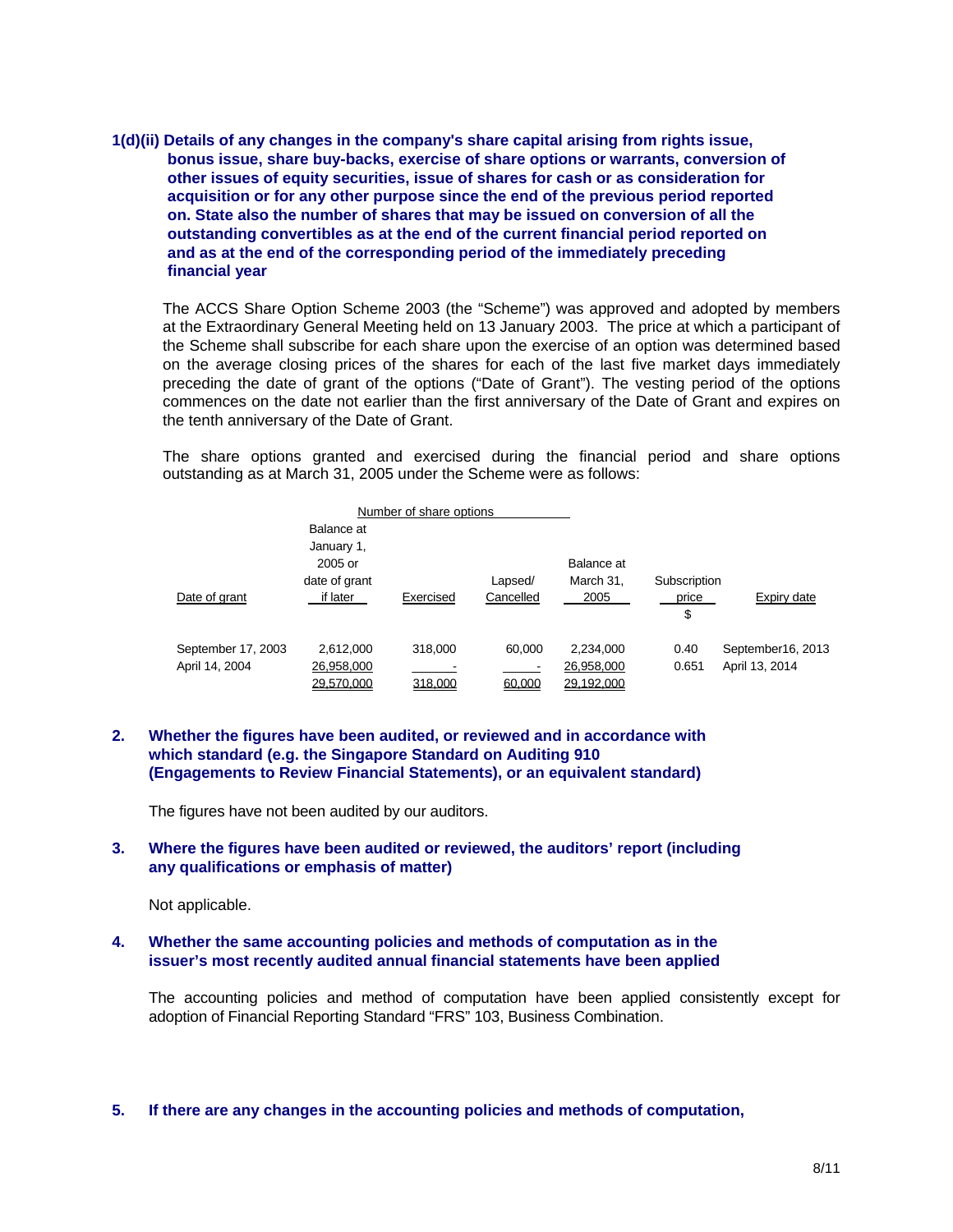**1(d)(ii) Details of any changes in the company's share capital arising from rights issue, bonus issue, share buy-backs, exercise of share options or warrants, conversion of other issues of equity securities, issue of shares for cash or as consideration for acquisition or for any other purpose since the end of the previous period reported on. State also the number of shares that may be issued on conversion of all the outstanding convertibles as at the end of the current financial period reported on and as at the end of the corresponding period of the immediately preceding financial year**

The ACCS Share Option Scheme 2003 (the "Scheme") was approved and adopted by members at the Extraordinary General Meeting held on 13 January 2003. The price at which a participant of the Scheme shall subscribe for each share upon the exercise of an option was determined based on the average closing prices of the shares for each of the last five market days immediately preceding the date of grant of the options ("Date of Grant"). The vesting period of the options commences on the date not earlier than the first anniversary of the Date of Grant and expires on the tenth anniversary of the Date of Grant.

The share options granted and exercised during the financial period and share options outstanding as at March 31, 2005 under the Scheme were as follows:

| | Number of share options | | | | | |
|---|---|---|---|---|---|---|
| Date of grant | Balance at January 1, 2005 or date of grant if later | Exercised | Lapsed/ Cancelled | Balance at March 31, 2005 | Subscription price $ | Expiry date |
| September 17, 2003 | 2,612,000 | 318,000 | 60,000 | 2,234,000 | 0.40 | September16, 2013 |
| April 14, 2004 | 26,958,000 | - | - | 26,958,000 | 0.651 | April 13, 2014 |
| | 29,570,000 | 318,000 | 60,000 | 29,192,000 | | |

**2. Whether the figures have been audited, or reviewed and in accordance with which standard (e.g. the Singapore Standard on Auditing 910 (Engagements to Review Financial Statements), or an equivalent standard)**

The figures have not been audited by our auditors.

**3. Where the figures have been audited or reviewed, the auditors' report (including any qualifications or emphasis of matter)**

Not applicable.

**4. Whether the same accounting policies and methods of computation as in the issuer's most recently audited annual financial statements have been applied**

The accounting policies and method of computation have been applied consistently except for adoption of Financial Reporting Standard "FRS" 103, Business Combination.

**5. If there are any changes in the accounting policies and methods of computation,**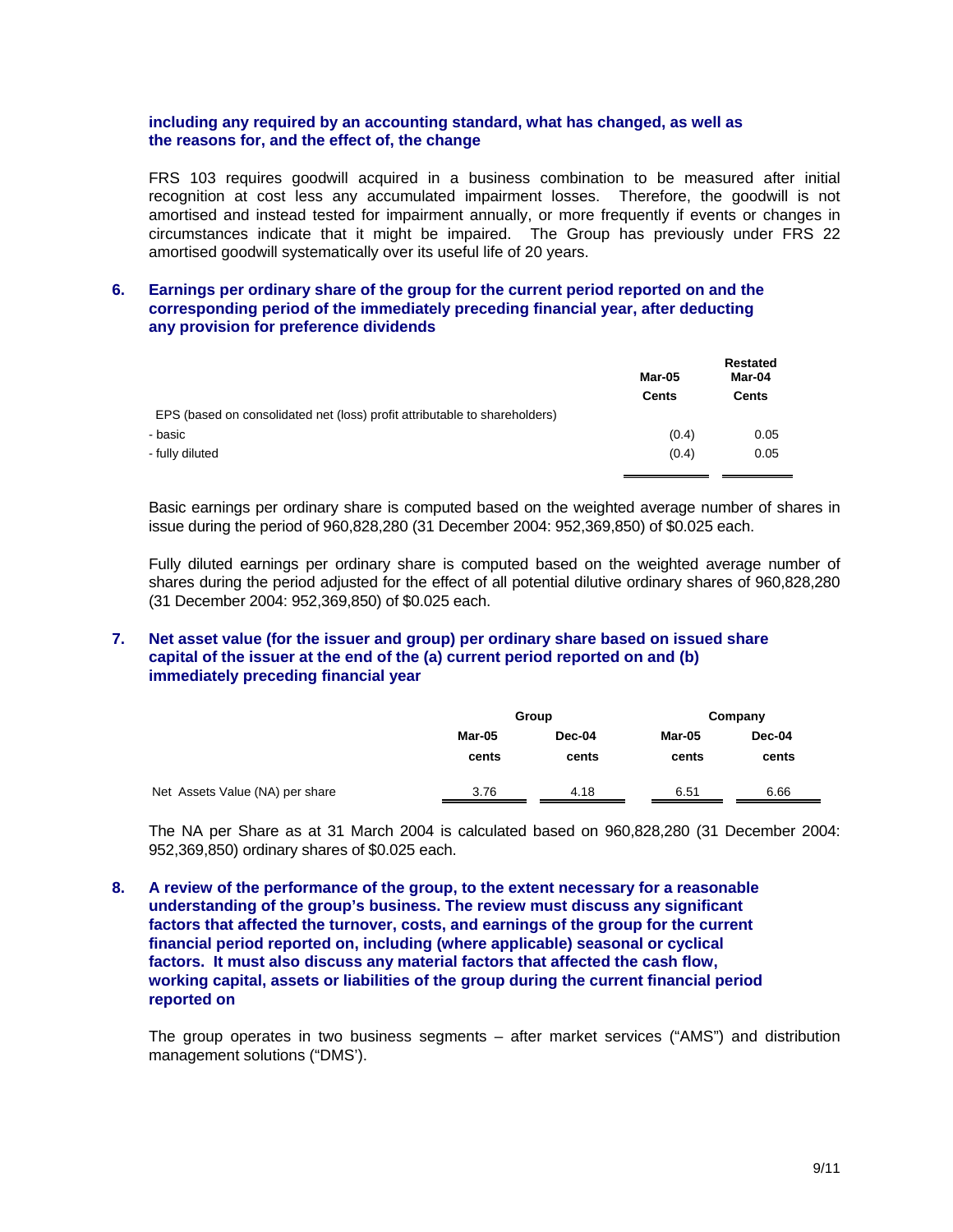**including any required by an accounting standard, what has changed, as well as the reasons for, and the effect of, the change**

FRS 103 requires goodwill acquired in a business combination to be measured after initial recognition at cost less any accumulated impairment losses. Therefore, the goodwill is not amortised and instead tested for impairment annually, or more frequently if events or changes in circumstances indicate that it might be impaired. The Group has previously under FRS 22 amortised goodwill systematically over its useful life of 20 years.

**6. Earnings per ordinary share of the group for the current period reported on and the corresponding period of the immediately preceding financial year, after deducting any provision for preference dividends**

| | Mar-05 | Restated Mar-04 |
|---|---|---|
| | Cents | Cents |
| EPS (based on consolidated net (loss) profit attributable to shareholders) | | |
| - basic | (0.4) | 0.05 |
| - fully diluted | (0.4) | 0.05 |

Basic earnings per ordinary share is computed based on the weighted average number of shares in issue during the period of 960,828,280 (31 December 2004: 952,369,850) of $0.025 each.

Fully diluted earnings per ordinary share is computed based on the weighted average number of shares during the period adjusted for the effect of all potential dilutive ordinary shares of 960,828,280 (31 December 2004: 952,369,850) of $0.025 each.

**7. Net asset value (for the issuer and group) per ordinary share based on issued share capital of the issuer at the end of the (a) current period reported on and (b) immediately preceding financial year**

| | Group | | Company | |
|---|---|---|---|---|
| | Mar-05 | Dec-04 | Mar-05 | Dec-04 |
| | cents | cents | cents | cents |
| Net Assets Value (NA) per share | 3.76 | 4.18 | 6.51 | 6.66 |

The NA per Share as at 31 March 2004 is calculated based on 960,828,280 (31 December 2004: 952,369,850) ordinary shares of $0.025 each.

**8. A review of the performance of the group, to the extent necessary for a reasonable understanding of the group's business. The review must discuss any significant factors that affected the turnover, costs, and earnings of the group for the current financial period reported on, including (where applicable) seasonal or cyclical factors. It must also discuss any material factors that affected the cash flow, working capital, assets or liabilities of the group during the current financial period reported on**

The group operates in two business segments – after market services ("AMS") and distribution management solutions ("DMS').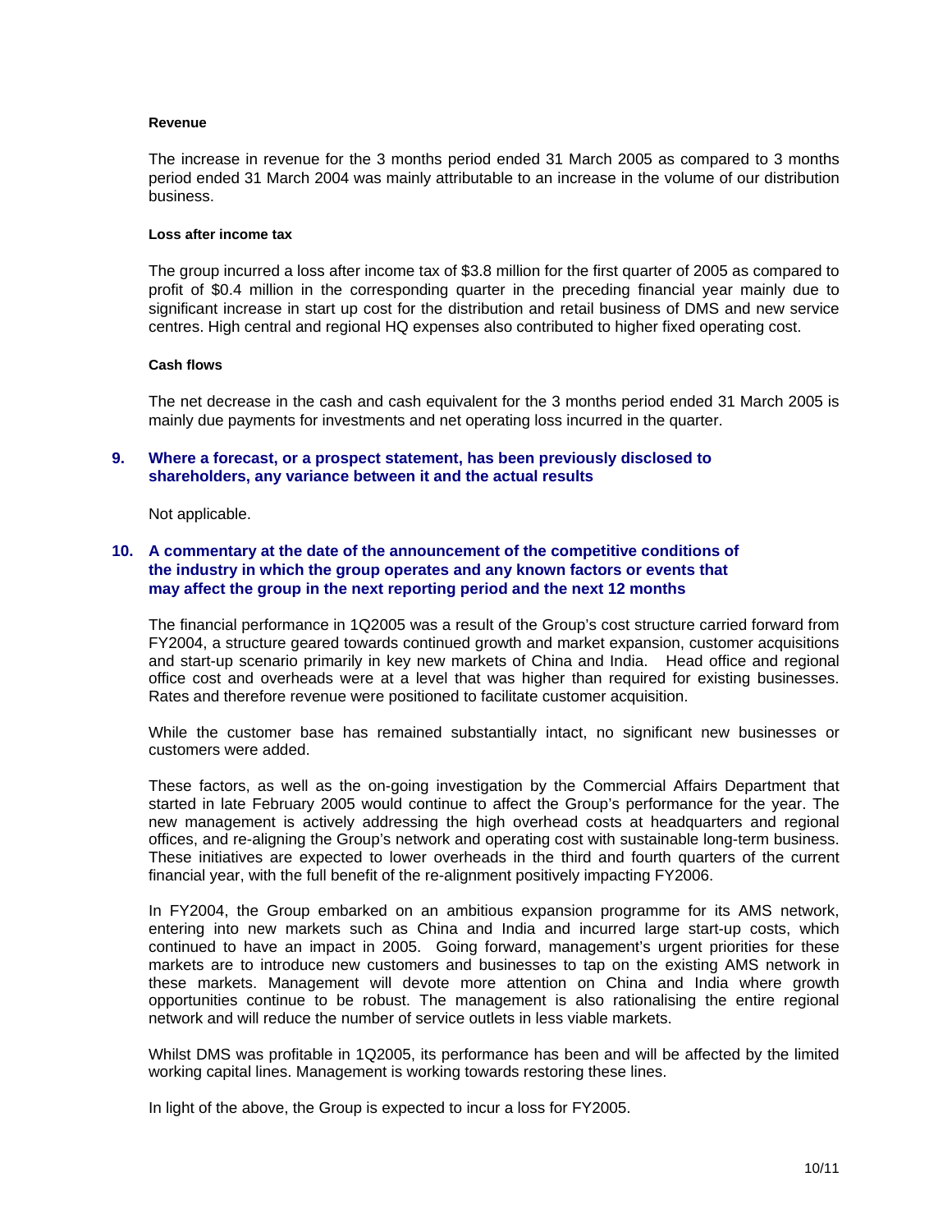**Revenue**

The increase in revenue for the 3 months period ended 31 March 2005 as compared to 3 months period ended 31 March 2004 was mainly attributable to an increase in the volume of our distribution business.

**Loss after income tax**

The group incurred a loss after income tax of $3.8 million for the first quarter of 2005 as compared to profit of $0.4 million in the corresponding quarter in the preceding financial year mainly due to significant increase in start up cost for the distribution and retail business of DMS and new service centres. High central and regional HQ expenses also contributed to higher fixed operating cost.

**Cash flows**

The net decrease in the cash and cash equivalent for the 3 months period ended 31 March 2005 is mainly due payments for investments and net operating loss incurred in the quarter.

## 9. Where a forecast, or a prospect statement, has been previously disclosed to shareholders, any variance between it and the actual results

Not applicable.

## 10. A commentary at the date of the announcement of the competitive conditions of the industry in which the group operates and any known factors or events that may affect the group in the next reporting period and the next 12 months

The financial performance in 1Q2005 was a result of the Group's cost structure carried forward from FY2004, a structure geared towards continued growth and market expansion, customer acquisitions and start-up scenario primarily in key new markets of China and India. Head office and regional office cost and overheads were at a level that was higher than required for existing businesses. Rates and therefore revenue were positioned to facilitate customer acquisition.

While the customer base has remained substantially intact, no significant new businesses or customers were added.

These factors, as well as the on-going investigation by the Commercial Affairs Department that started in late February 2005 would continue to affect the Group's performance for the year. The new management is actively addressing the high overhead costs at headquarters and regional offices, and re-aligning the Group's network and operating cost with sustainable long-term business. These initiatives are expected to lower overheads in the third and fourth quarters of the current financial year, with the full benefit of the re-alignment positively impacting FY2006.

In FY2004, the Group embarked on an ambitious expansion programme for its AMS network, entering into new markets such as China and India and incurred large start-up costs, which continued to have an impact in 2005. Going forward, management's urgent priorities for these markets are to introduce new customers and businesses to tap on the existing AMS network in these markets. Management will devote more attention on China and India where growth opportunities continue to be robust. The management is also rationalising the entire regional network and will reduce the number of service outlets in less viable markets.

Whilst DMS was profitable in 1Q2005, its performance has been and will be affected by the limited working capital lines. Management is working towards restoring these lines.

In light of the above, the Group is expected to incur a loss for FY2005.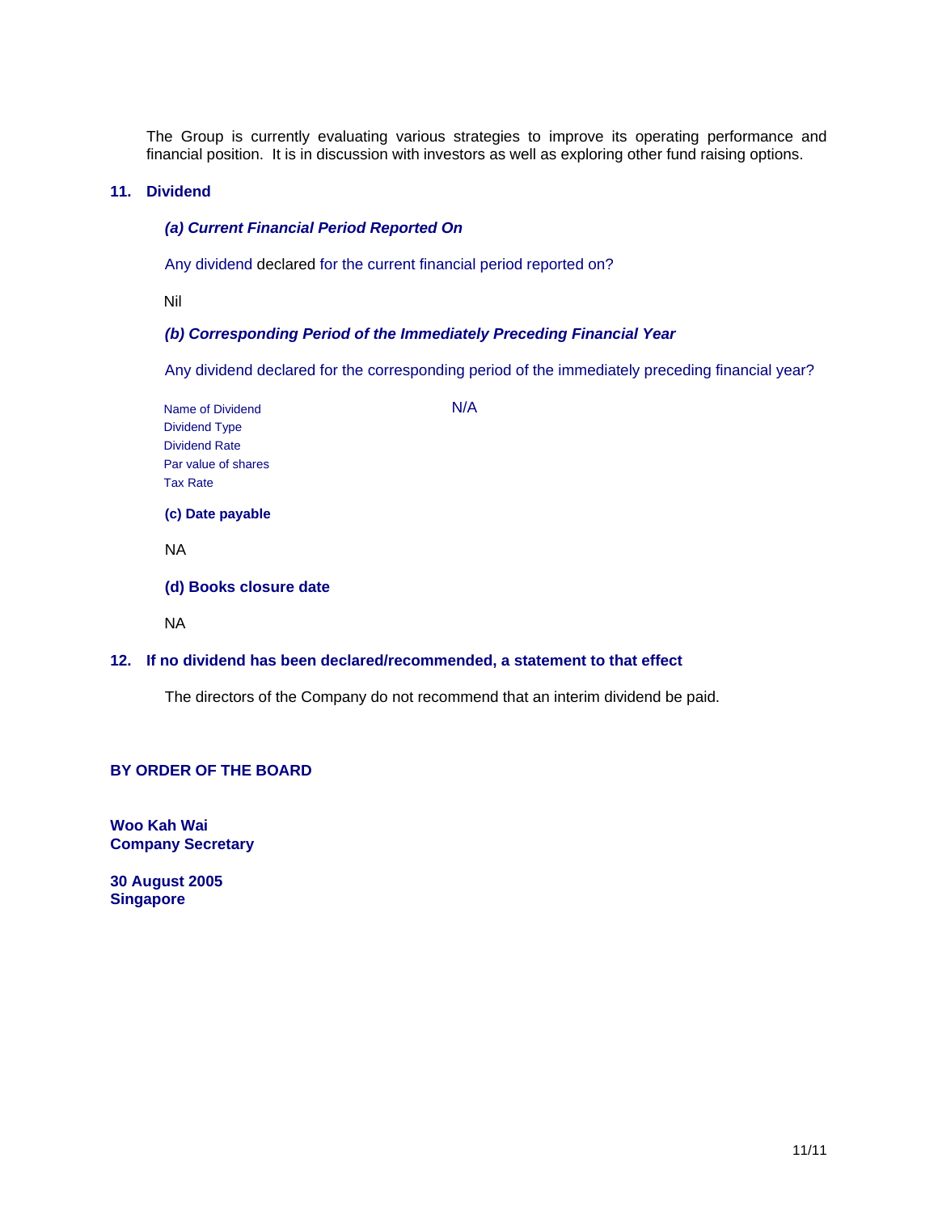The Group is currently evaluating various strategies to improve its operating performance and financial position. It is in discussion with investors as well as exploring other fund raising options.

## 11. Dividend

### *(a) Current Financial Period Reported On*

Any dividend declared for the current financial period reported on?

Nil

### *(b) Corresponding Period of the Immediately Preceding Financial Year*

Any dividend declared for the corresponding period of the immediately preceding financial year?

| | |
|---|---|
| Name of Dividend | N/A |
| Dividend Type | |
| Dividend Rate | |
| Par value of shares | |
| Tax Rate | |

### (c) Date payable

NA

### (d) Books closure date

NA

## 12. If no dividend has been declared/recommended, a statement to that effect

The directors of the Company do not recommend that an interim dividend be paid.

**BY ORDER OF THE BOARD**

**Woo Kah Wai**
**Company Secretary**

**30 August 2005**
**Singapore**